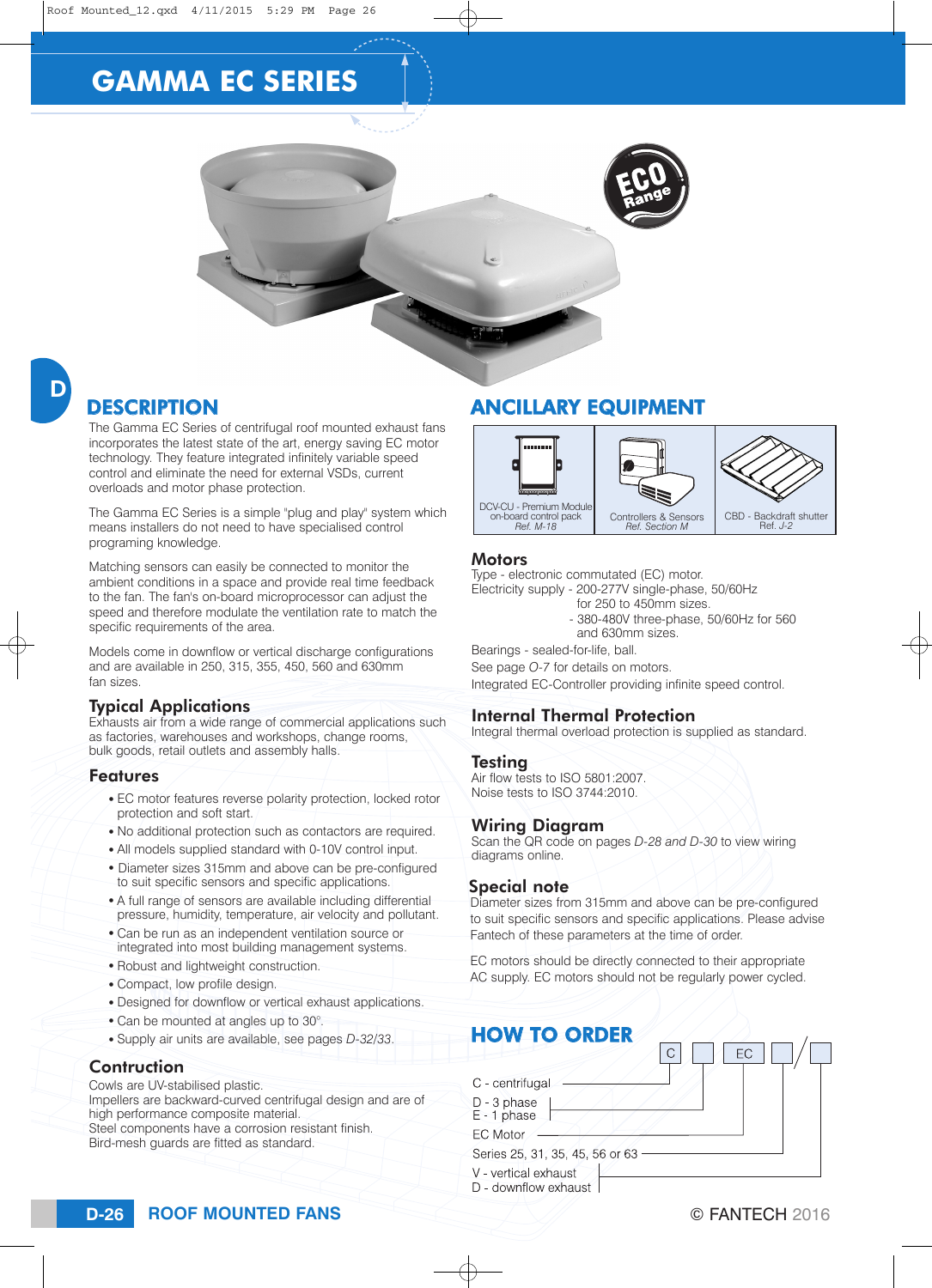# GAMMA EC SERIES

## DESCRIPTION

The Gamma EC Series of centrifugal roof mounted exhaust fans incorporates the latest state of the art, energy saving EC motor technology. They feature integrated infinitely variable speed control and eliminate the need for external VSDs, current overloads and motor phase protection.

The Gamma EC Series is a simple "plug and play" system which means installers do not need to have specialised control programing knowledge.

Matching sensors can easily be connected to monitor the ambient conditions in a space and provide real time feedback to the fan. The fan's on-board microprocessor can adjust the speed and therefore modulate the ventilation rate to match the specific requirements of the area.

Models come in downflow or vertical discharge configurations and are available in 250, 315, 355, 450, 560 and 630mm fan sizes.

### Typical Applications

Exhausts air from a wide range of commercial applications such as factories, warehouses and workshops, change rooms, bulk goods, retail outlets and assembly halls.

### Features

- EC motor features reverse polarity protection, locked rotor protection and soft start.
- No additional protection such as contactors are required.
- All models supplied standard with 0-10V control input.
- Diameter sizes 315mm and above can be pre-configured to suit specific sensors and specific applications.
- A full range of sensors are available including differential pressure, humidity, temperature, air velocity and pollutant.
- Can be run as an independent ventilation source or integrated into most building management systems.
- Robust and lightweight construction.
- Compact, low profile design.
- Designed for downflow or vertical exhaust applications.
- Can be mounted at angles up to 30°.
- Supply air units are available, see pages *D-32/33*.

### Contruction

Cowls are UV-stabilised plastic.
Impellers are backward-curved centrifugal design and are of high performance composite material.
Steel components have a corrosion resistant finish.
Bird-mesh guards are fitted as standard.

## ANCILLARY EQUIPMENT

| DCV-CU - Premium Module on-board control pack *Ref. M-18* | Controllers & Sensors *Ref. Section M* | CBD - Backdraft shutter Ref. *J-2* |
|---|---|---|

### Motors

Type - electronic commutated (EC) motor.
Electricity supply - 200-277V single-phase, 50/60Hz for 250 to 450mm sizes.
- 380-480V three-phase, 50/60Hz for 560 and 630mm sizes.

Bearings - sealed-for-life, ball.

See page *O-7* for details on motors.

Integrated EC-Controller providing infinite speed control.

### Internal Thermal Protection

Integral thermal overload protection is supplied as standard.

### Testing

Air flow tests to ISO 5801:2007.
Noise tests to ISO 3744:2010.

### Wiring Diagram

Scan the QR code on pages *D-28 and D-30* to view wiring diagrams online.

### Special note

Diameter sizes from 315mm and above can be pre-configured to suit specific sensors and specific applications. Please advise Fantech of these parameters at the time of order.

EC motors should be directly connected to their appropriate AC supply. EC motors should not be regularly power cycled.

## HOW TO ORDER

C [ ] EC [ ] / [ ]

- C - centrifugal
- D - 3 phase / E - 1 phase
- EC Motor
- Series 25, 31, 35, 45, 56 or 63
- V - vertical exhaust / D - downflow exhaust

© FANTECH 2016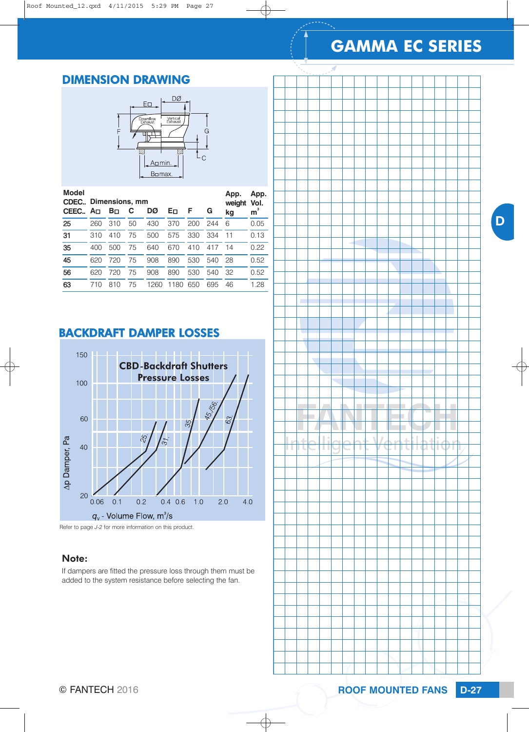# GAMMA EC SERIES

## DIMENSION DRAWING

| Model CDEC.. CEEC.. | A□ | B□ | C | DØ | E□ | F | G | App. weight kg | App. Vol. $m^3$ |
|---|---|---|---|---|---|---|---|---|---|
| **25** | 260 | 310 | 50 | 430 | 370 | 200 | 244 | 6 | 0.05 |
| **31** | 310 | 410 | 75 | 500 | 575 | 330 | 334 | 11 | 0.13 |
| **35** | 400 | 500 | 75 | 640 | 670 | 410 | 417 | 14 | 0.22 |
| **45** | 620 | 720 | 75 | 908 | 890 | 530 | 540 | 28 | 0.52 |
| **56** | 620 | 720 | 75 | 908 | 890 | 530 | 540 | 32 | 0.52 |
| **63** | 710 | 810 | 75 | 1260 | 1180 | 650 | 695 | 46 | 1.28 |

## BACKDRAFT DAMPER LOSSES

Refer to page J-2 for more information on this product.

### Note:

If dampers are fitted the pressure loss through them must be added to the system resistance before selecting the fan.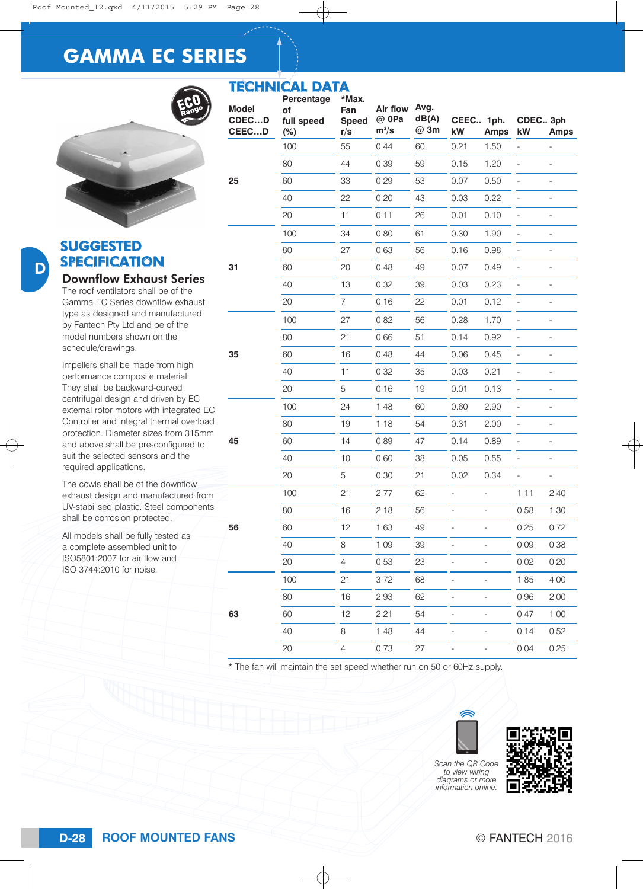# GAMMA EC SERIES

## SUGGESTED SPECIFICATION

### Downflow Exhaust Series

The roof ventilators shall be of the Gamma EC Series downflow exhaust type as designed and manufactured by Fantech Pty Ltd and be of the model numbers shown on the schedule/drawings.

Impellers shall be made from high performance composite material. They shall be backward-curved centrifugal design and driven by EC external rotor motors with integrated EC Controller and integral thermal overload protection. Diameter sizes from 315mm and above shall be pre-configured to suit the selected sensors and the required applications.

The cowls shall be of the downflow exhaust design and manufactured from UV-stabilised plastic. Steel components shall be corrosion protected.

All models shall be fully tested as a complete assembled unit to ISO5801:2007 for air flow and ISO 3744:2010 for noise.

## TECHNICAL DATA

| Model CDEC…D CEEC…D | Percentage of full speed (%) | *Max. Fan Speed r/s | Air flow @ 0Pa $m^3/s$ | Avg. dB(A) @ 3m | CEEC.. 1ph. kW | CEEC.. 1ph. Amps | CDEC.. 3ph kW | CDEC.. 3ph Amps |
|---|---|---|---|---|---|---|---|---|
| 25 | 100 | 55 | 0.44 | 60 | 0.21 | 1.50 | - | - |
| | 80 | 44 | 0.39 | 59 | 0.15 | 1.20 | - | - |
| | 60 | 33 | 0.29 | 53 | 0.07 | 0.50 | - | - |
| | 40 | 22 | 0.20 | 43 | 0.03 | 0.22 | - | - |
| | 20 | 11 | 0.11 | 26 | 0.01 | 0.10 | - | - |
| 31 | 100 | 34 | 0.80 | 61 | 0.30 | 1.90 | - | - |
| | 80 | 27 | 0.63 | 56 | 0.16 | 0.98 | - | - |
| | 60 | 20 | 0.48 | 49 | 0.07 | 0.49 | - | - |
| | 40 | 13 | 0.32 | 39 | 0.03 | 0.23 | - | - |
| | 20 | 7 | 0.16 | 22 | 0.01 | 0.12 | - | - |
| 35 | 100 | 27 | 0.82 | 56 | 0.28 | 1.70 | - | - |
| | 80 | 21 | 0.66 | 51 | 0.14 | 0.92 | - | - |
| | 60 | 16 | 0.48 | 44 | 0.06 | 0.45 | - | - |
| | 40 | 11 | 0.32 | 35 | 0.03 | 0.21 | - | - |
| | 20 | 5 | 0.16 | 19 | 0.01 | 0.13 | - | - |
| 45 | 100 | 24 | 1.48 | 60 | 0.60 | 2.90 | - | - |
| | 80 | 19 | 1.18 | 54 | 0.31 | 2.00 | - | - |
| | 60 | 14 | 0.89 | 47 | 0.14 | 0.89 | - | - |
| | 40 | 10 | 0.60 | 38 | 0.05 | 0.55 | - | - |
| | 20 | 5 | 0.30 | 21 | 0.02 | 0.34 | - | - |
| 56 | 100 | 21 | 2.77 | 62 | - | - | 1.11 | 2.40 |
| | 80 | 16 | 2.18 | 56 | - | - | 0.58 | 1.30 |
| | 60 | 12 | 1.63 | 49 | - | - | 0.25 | 0.72 |
| | 40 | 8 | 1.09 | 39 | - | - | 0.09 | 0.38 |
| | 20 | 4 | 0.53 | 23 | - | - | 0.02 | 0.20 |
| 63 | 100 | 21 | 3.72 | 68 | - | - | 1.85 | 4.00 |
| | 80 | 16 | 2.93 | 62 | - | - | 0.96 | 2.00 |
| | 60 | 12 | 2.21 | 54 | - | - | 0.47 | 1.00 |
| | 40 | 8 | 1.48 | 44 | - | - | 0.14 | 0.52 |
| | 20 | 4 | 0.73 | 27 | - | - | 0.04 | 0.25 |

* The fan will maintain the set speed whether run on 50 or 60Hz supply.

*Scan the QR Code to view wiring diagrams or more information online.*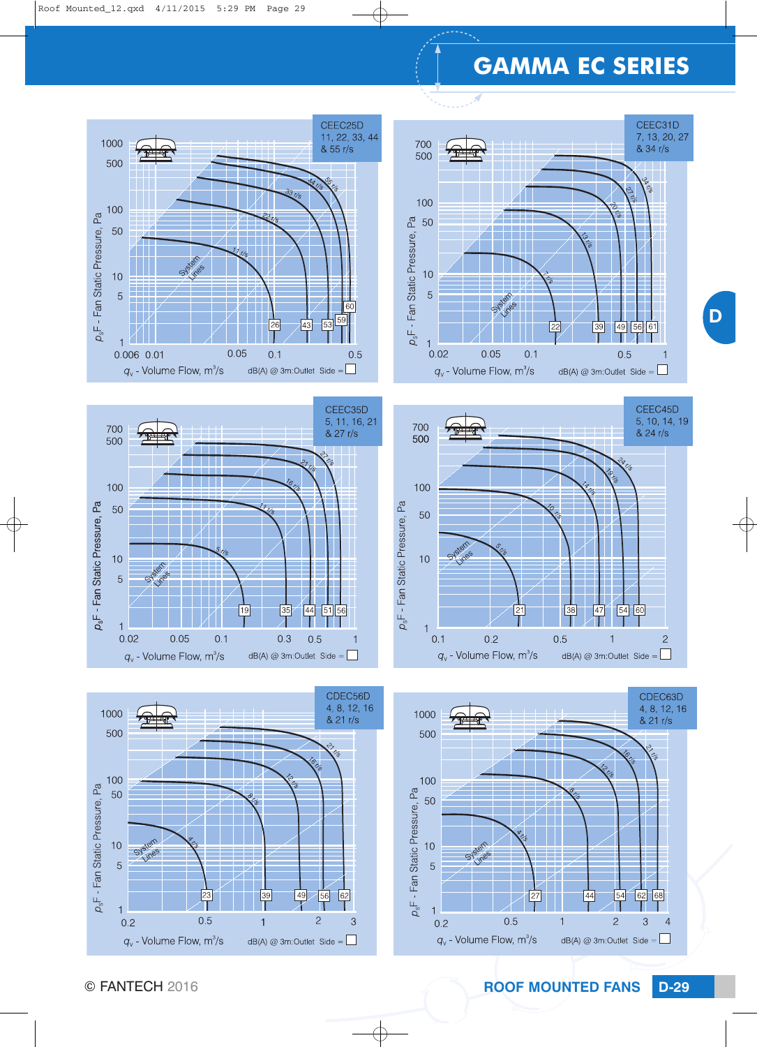# GAMMA EC SERIES

## CEEC25D
11, 22, 33, 44 & 55 r/s

$p_sF$ - Fan Static Pressure, Pa

$q_v$ - Volume Flow, m³/s

dB(A) @ 3m:Outlet Side = ☐

Sound levels: 26, 43, 53, 59, 60

## CEEC31D
7, 13, 20, 27 & 34 r/s

$p_sF$ - Fan Static Pressure, Pa

$q_v$ - Volume Flow, m³/s

dB(A) @ 3m:Outlet Side = ☐

Sound levels: 22, 39, 49, 56, 61

## CEEC35D
5, 11, 16, 21 & 27 r/s

$p_sF$ - Fan Static Pressure, Pa

$q_v$ - Volume Flow, m³/s

dB(A) @ 3m:Outlet Side = ☐

Sound levels: 19, 35, 44, 51, 56

## CEEC45D
5, 10, 14, 19 & 24 r/s

$p_sF$ - Fan Static Pressure, Pa

$q_v$ - Volume Flow, m³/s

dB(A) @ 3m:Outlet Side = ☐

Sound levels: 21, 38, 47, 54, 60

## CDEC56D
4, 8, 12, 16 & 21 r/s

$p_sF$ - Fan Static Pressure, Pa

$q_v$ - Volume Flow, m³/s

dB(A) @ 3m:Outlet Side = ☐

Sound levels: 23, 39, 49, 56, 62

## CDEC63D
4, 8, 12, 16 & 21 r/s

$p_sF$ - Fan Static Pressure, Pa

$q_v$ - Volume Flow, m³/s

dB(A) @ 3m:Outlet Side = ☐

Sound levels: 27, 44, 54, 62, 68

© FANTECH 2016 ROOF MOUNTED FANS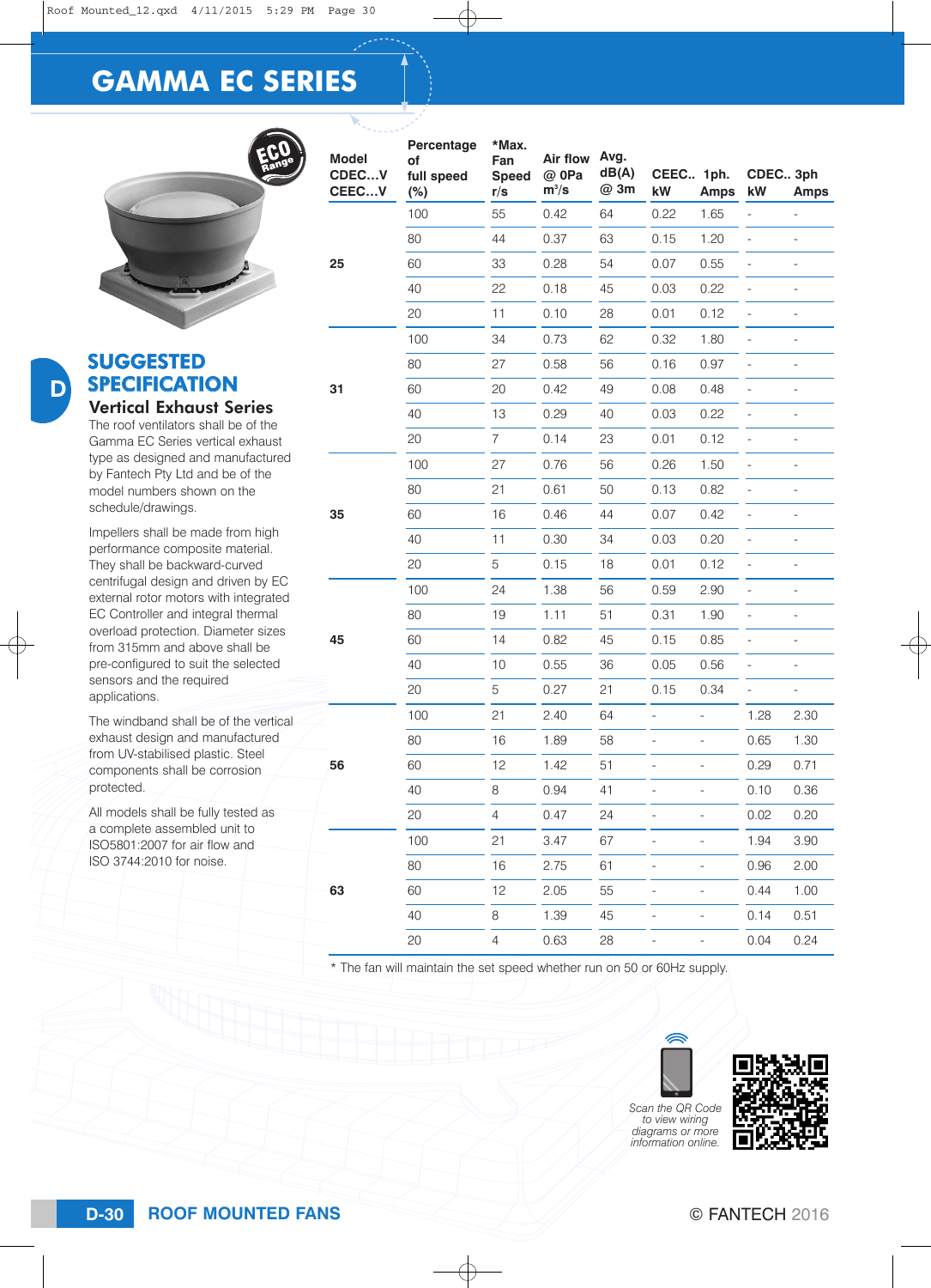# GAMMA EC SERIES

## SUGGESTED SPECIFICATION

### Vertical Exhaust Series

The roof ventilators shall be of the Gamma EC Series vertical exhaust type as designed and manufactured by Fantech Pty Ltd and be of the model numbers shown on the schedule/drawings.

Impellers shall be made from high performance composite material. They shall be backward-curved centrifugal design and driven by EC external rotor motors with integrated EC Controller and integral thermal overload protection. Diameter sizes from 315mm and above shall be pre-configured to suit the selected sensors and the required applications.

The windband shall be of the vertical exhaust design and manufactured from UV-stabilised plastic. Steel components shall be corrosion protected.

All models shall be fully tested as a complete assembled unit to ISO5801:2007 for air flow and ISO 3744:2010 for noise.

| Model CDEC…V CEEC…V | Percentage of full speed (%) | *Max. Fan Speed r/s | Air flow @ 0Pa $m^3/s$ | Avg. dB(A) @ 3m | CEEC.. 1ph. kW | CEEC.. 1ph. Amps | CDEC.. 3ph kW | CDEC.. 3ph Amps |
|---|---|---|---|---|---|---|---|---|
| 25 | 100 | 55 | 0.42 | 64 | 0.22 | 1.65 | - | - |
| | 80 | 44 | 0.37 | 63 | 0.15 | 1.20 | - | - |
| | 60 | 33 | 0.28 | 54 | 0.07 | 0.55 | - | - |
| | 40 | 22 | 0.18 | 45 | 0.03 | 0.22 | - | - |
| | 20 | 11 | 0.10 | 28 | 0.01 | 0.12 | - | - |
| 31 | 100 | 34 | 0.73 | 62 | 0.32 | 1.80 | - | - |
| | 80 | 27 | 0.58 | 56 | 0.16 | 0.97 | - | - |
| | 60 | 20 | 0.42 | 49 | 0.08 | 0.48 | - | - |
| | 40 | 13 | 0.29 | 40 | 0.03 | 0.22 | - | - |
| | 20 | 7 | 0.14 | 23 | 0.01 | 0.12 | - | - |
| 35 | 100 | 27 | 0.76 | 56 | 0.26 | 1.50 | - | - |
| | 80 | 21 | 0.61 | 50 | 0.13 | 0.82 | - | - |
| | 60 | 16 | 0.46 | 44 | 0.07 | 0.42 | - | - |
| | 40 | 11 | 0.30 | 34 | 0.03 | 0.20 | - | - |
| | 20 | 5 | 0.15 | 18 | 0.01 | 0.12 | - | - |
| 45 | 100 | 24 | 1.38 | 56 | 0.59 | 2.90 | - | - |
| | 80 | 19 | 1.11 | 51 | 0.31 | 1.90 | - | - |
| | 60 | 14 | 0.82 | 45 | 0.15 | 0.85 | - | - |
| | 40 | 10 | 0.55 | 36 | 0.05 | 0.56 | - | - |
| | 20 | 5 | 0.27 | 21 | 0.15 | 0.34 | - | - |
| 56 | 100 | 21 | 2.40 | 64 | - | - | 1.28 | 2.30 |
| | 80 | 16 | 1.89 | 58 | - | - | 0.65 | 1.30 |
| | 60 | 12 | 1.42 | 51 | - | - | 0.29 | 0.71 |
| | 40 | 8 | 0.94 | 41 | - | - | 0.10 | 0.36 |
| | 20 | 4 | 0.47 | 24 | - | - | 0.02 | 0.20 |
| 63 | 100 | 21 | 3.47 | 67 | - | - | 1.94 | 3.90 |
| | 80 | 16 | 2.75 | 61 | - | - | 0.96 | 2.00 |
| | 60 | 12 | 2.05 | 55 | - | - | 0.44 | 1.00 |
| | 40 | 8 | 1.39 | 45 | - | - | 0.14 | 0.51 |
| | 20 | 4 | 0.63 | 28 | - | - | 0.04 | 0.24 |

* The fan will maintain the set speed whether run on 50 or 60Hz supply.

*Scan the QR Code to view wiring diagrams or more information online.*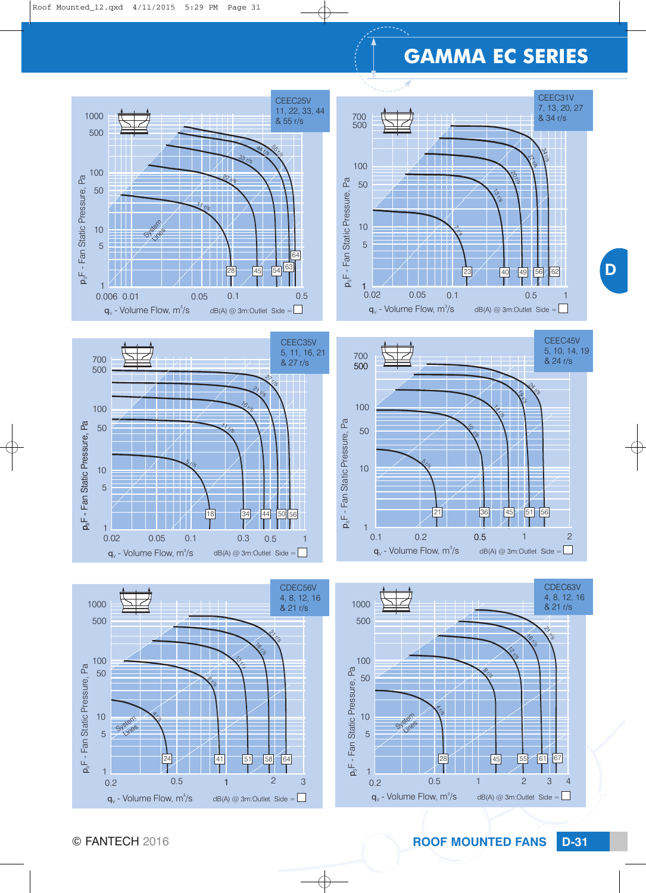# GAMMA EC SERIES

CEEC25V
11, 22, 33, 44 & 55 r/s

1000
500
100
50
10
5
1

$p_sF$ - Fan Static Pressure, Pa

0.006 0.01 0.05 0.1 0.5

$q_v$ - Volume Flow, $m^3/s$

dB(A) @ 3m:Outlet Side =

11 r/s
22 r/s
33 r/s
44 r/s
55 r/s
System Lines
28 45 54 63 64

CEEC31V
7, 13, 20, 27 & 34 r/s

700
500
100
50
10
5
1

$p_sF$ - Fan Static Pressure, Pa

0.02 0.05 0.1 0.5 1

$q_v$ - Volume Flow, $m^3/s$

dB(A) @ 3m:Outlet Side =

7 r/s
13 r/s
20 r/s
27 r/s
34 r/s
23 40 49 56 62

CEEC35V
5, 11, 16, 21 & 27 r/s

700
500
100
50
10
5
1

$p_sF$ - Fan Static Pressure, Pa

0.02 0.05 0.1 0.3 0.5 1

$q_v$ - Volume Flow, $m^3/s$

dB(A) @ 3m:Outlet Side =

5 r/s
11 r/s
16 r/s
21 r/s
27 r/s
18 34 44 50 56

CEEC45V
5, 10, 14, 19 & 24 r/s

700
500
100
50
10
1

$p_sF$ - Fan Static Pressure, Pa

0.1 0.2 0.5 1 2

$q_v$ - Volume Flow, $m^3/s$

dB(A) @ 3m:Outlet Side =

5 r/s
10 r/s
14 r/s
19 r/s
24 r/s
21 36 45 51 56

CDEC56V
4, 8, 12, 16 & 21 r/s

1000
500
100
50
10
5
1

$p_sF$ - Fan Static Pressure, Pa

0.2 0.5 1 2 3

$q_v$ - Volume Flow, $m^3/s$

dB(A) @ 3m:Outlet Side =

4 r/s
8 r/s
12 r/s
16 r/s
21 r/s
System Lines
24 41 51 58 64

CDEC63V
4, 8, 12, 16 & 21 r/s

1000
500
100
50
10
5
1

$p_sF$ - Fan Static Pressure, Pa

0.2 0.5 1 2 3 4

$q_v$ - Volume Flow, $m^3/s$

dB(A) @ 3m:Outlet Side =

4 r/s
8 r/s
12 r/s
16 r/s
21 r/s
System Lines
28 45 55 61 67

© FANTECH 2016

ROOF MOUNTED FANS